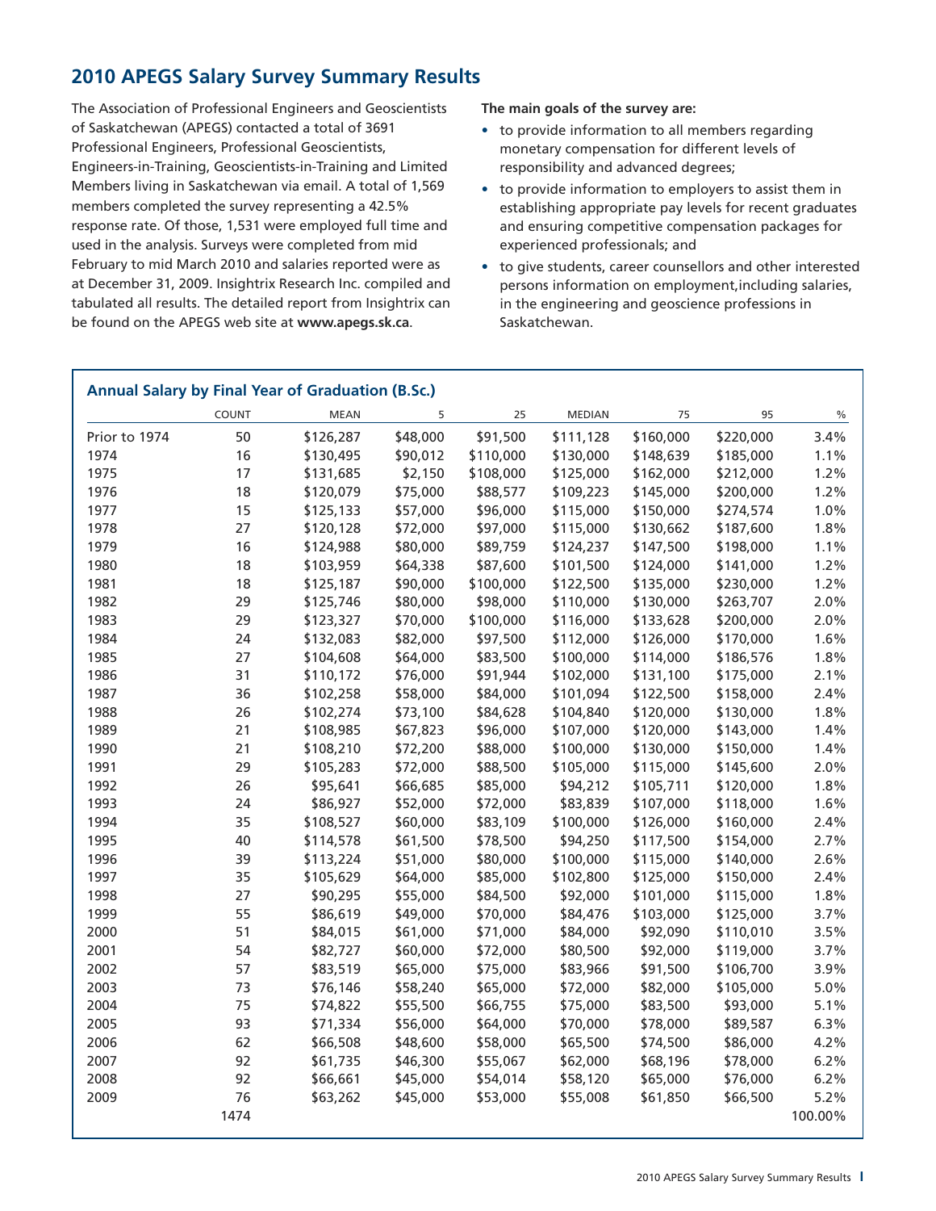## 2010 APEGS Salary Survey Summary Results

The Association of Professional Engineers and Geoscientists of Saskatchewan (APEGS) contacted a total of 3691 Professional Engineers, Professional Geoscientists, Engineers-in-Training, Geoscientists-in-Training and Limited Members living in Saskatchewan via email. A total of 1,569 members completed the survey representing a 42.5% response rate. Of those, 1,531 were employed full time and used in the analysis. Surveys were completed from mid February to mid March 2010 and salaries reported were as at December 31, 2009. Insightrix Research Inc. compiled and tabulated all results. The detailed report from Insightrix can be found on the APEGS web site at **www.apegs.sk.ca**.

**The main goals of the survey are:**

- to provide information to all members regarding monetary compensation for different levels of responsibility and advanced degrees;
- to provide information to employers to assist them in establishing appropriate pay levels for recent graduates and ensuring competitive compensation packages for experienced professionals; and
- to give students, career counsellors and other interested persons information on employment,including salaries, in the engineering and geoscience professions in Saskatchewan.

### Annual Salary by Final Year of Graduation (B.Sc.)

| | COUNT | MEAN | 5 | 25 | MEDIAN | 75 | 95 | % |
|---|---|---|---|---|---|---|---|---|
| Prior to 1974 | 50 | $126,287 | $48,000 | $91,500 | $111,128 | $160,000 | $220,000 | 3.4% |
| 1974 | 16 | $130,495 | $90,012 | $110,000 | $130,000 | $148,639 | $185,000 | 1.1% |
| 1975 | 17 | $131,685 | $2,150 | $108,000 | $125,000 | $162,000 | $212,000 | 1.2% |
| 1976 | 18 | $120,079 | $75,000 | $88,577 | $109,223 | $145,000 | $200,000 | 1.2% |
| 1977 | 15 | $125,133 | $57,000 | $96,000 | $115,000 | $150,000 | $274,574 | 1.0% |
| 1978 | 27 | $120,128 | $72,000 | $97,000 | $115,000 | $130,662 | $187,600 | 1.8% |
| 1979 | 16 | $124,988 | $80,000 | $89,759 | $124,237 | $147,500 | $198,000 | 1.1% |
| 1980 | 18 | $103,959 | $64,338 | $87,600 | $101,500 | $124,000 | $141,000 | 1.2% |
| 1981 | 18 | $125,187 | $90,000 | $100,000 | $122,500 | $135,000 | $230,000 | 1.2% |
| 1982 | 29 | $125,746 | $80,000 | $98,000 | $110,000 | $130,000 | $263,707 | 2.0% |
| 1983 | 29 | $123,327 | $70,000 | $100,000 | $116,000 | $133,628 | $200,000 | 2.0% |
| 1984 | 24 | $132,083 | $82,000 | $97,500 | $112,000 | $126,000 | $170,000 | 1.6% |
| 1985 | 27 | $104,608 | $64,000 | $83,500 | $100,000 | $114,000 | $186,576 | 1.8% |
| 1986 | 31 | $110,172 | $76,000 | $91,944 | $102,000 | $131,100 | $175,000 | 2.1% |
| 1987 | 36 | $102,258 | $58,000 | $84,000 | $101,094 | $122,500 | $158,000 | 2.4% |
| 1988 | 26 | $102,274 | $73,100 | $84,628 | $104,840 | $120,000 | $130,000 | 1.8% |
| 1989 | 21 | $108,985 | $67,823 | $96,000 | $107,000 | $120,000 | $143,000 | 1.4% |
| 1990 | 21 | $108,210 | $72,200 | $88,000 | $100,000 | $130,000 | $150,000 | 1.4% |
| 1991 | 29 | $105,283 | $72,000 | $88,500 | $105,000 | $115,000 | $145,600 | 2.0% |
| 1992 | 26 | $95,641 | $66,685 | $85,000 | $94,212 | $105,711 | $120,000 | 1.8% |
| 1993 | 24 | $86,927 | $52,000 | $72,000 | $83,839 | $107,000 | $118,000 | 1.6% |
| 1994 | 35 | $108,527 | $60,000 | $83,109 | $100,000 | $126,000 | $160,000 | 2.4% |
| 1995 | 40 | $114,578 | $61,500 | $78,500 | $94,250 | $117,500 | $154,000 | 2.7% |
| 1996 | 39 | $113,224 | $51,000 | $80,000 | $100,000 | $115,000 | $140,000 | 2.6% |
| 1997 | 35 | $105,629 | $64,000 | $85,000 | $102,800 | $125,000 | $150,000 | 2.4% |
| 1998 | 27 | $90,295 | $55,000 | $84,500 | $92,000 | $101,000 | $115,000 | 1.8% |
| 1999 | 55 | $86,619 | $49,000 | $70,000 | $84,476 | $103,000 | $125,000 | 3.7% |
| 2000 | 51 | $84,015 | $61,000 | $71,000 | $84,000 | $92,090 | $110,010 | 3.5% |
| 2001 | 54 | $82,727 | $60,000 | $72,000 | $80,500 | $92,000 | $119,000 | 3.7% |
| 2002 | 57 | $83,519 | $65,000 | $75,000 | $83,966 | $91,500 | $106,700 | 3.9% |
| 2003 | 73 | $76,146 | $58,240 | $65,000 | $72,000 | $82,000 | $105,000 | 5.0% |
| 2004 | 75 | $74,822 | $55,500 | $66,755 | $75,000 | $83,500 | $93,000 | 5.1% |
| 2005 | 93 | $71,334 | $56,000 | $64,000 | $70,000 | $78,000 | $89,587 | 6.3% |
| 2006 | 62 | $66,508 | $48,600 | $58,000 | $65,500 | $74,500 | $86,000 | 4.2% |
| 2007 | 92 | $61,735 | $46,300 | $55,067 | $62,000 | $68,196 | $78,000 | 6.2% |
| 2008 | 92 | $66,661 | $45,000 | $54,014 | $58,120 | $65,000 | $76,000 | 6.2% |
| 2009 | 76 | $63,262 | $45,000 | $53,000 | $55,008 | $61,850 | $66,500 | 5.2% |
| | 1474 | | | | | | | 100.00% |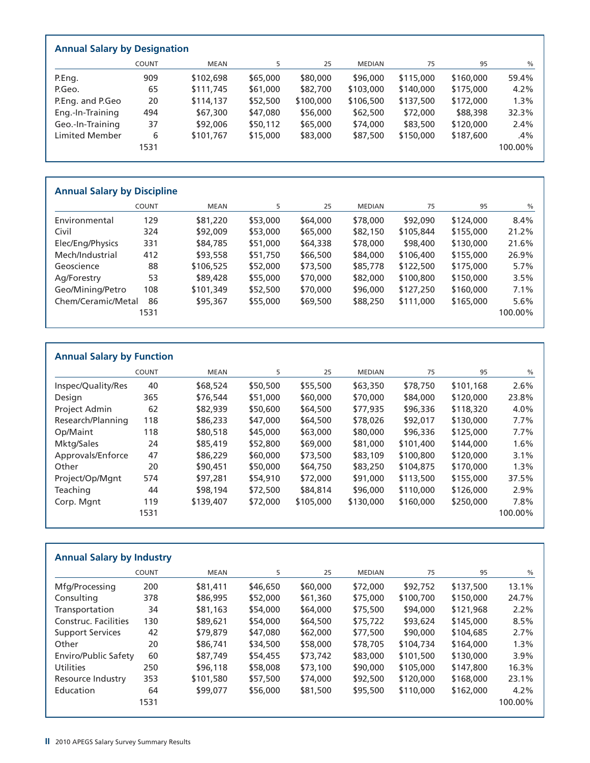## Annual Salary by Designation

| | COUNT | MEAN | 5 | 25 | MEDIAN | 75 | 95 | % |
|---|---|---|---|---|---|---|---|---|
| P.Eng. | 909 | $102,698 | $65,000 | $80,000 | $96,000 | $115,000 | $160,000 | 59.4% |
| P.Geo. | 65 | $111,745 | $61,000 | $82,700 | $103,000 | $140,000 | $175,000 | 4.2% |
| P.Eng. and P.Geo | 20 | $114,137 | $52,500 | $100,000 | $106,500 | $137,500 | $172,000 | 1.3% |
| Eng.-In-Training | 494 | $67,300 | $47,080 | $56,000 | $62,500 | $72,000 | $88,398 | 32.3% |
| Geo.-In-Training | 37 | $92,006 | $50,112 | $65,000 | $74,000 | $83,500 | $120,000 | 2.4% |
| Limited Member | 6 | $101,767 | $15,000 | $83,000 | $87,500 | $150,000 | $187,600 | .4% |
| | 1531 | | | | | | | 100.00% |

## Annual Salary by Discipline

| | COUNT | MEAN | 5 | 25 | MEDIAN | 75 | 95 | % |
|---|---|---|---|---|---|---|---|---|
| Environmental | 129 | $81,220 | $53,000 | $64,000 | $78,000 | $92,090 | $124,000 | 8.4% |
| Civil | 324 | $92,009 | $53,000 | $65,000 | $82,150 | $105,844 | $155,000 | 21.2% |
| Elec/Eng/Physics | 331 | $84,785 | $51,000 | $64,338 | $78,000 | $98,400 | $130,000 | 21.6% |
| Mech/Industrial | 412 | $93,558 | $51,750 | $66,500 | $84,000 | $106,400 | $155,000 | 26.9% |
| Geoscience | 88 | $106,525 | $52,000 | $73,500 | $85,778 | $122,500 | $175,000 | 5.7% |
| Ag/Forestry | 53 | $89,428 | $55,000 | $70,000 | $82,000 | $100,800 | $150,000 | 3.5% |
| Geo/Mining/Petro | 108 | $101,349 | $52,500 | $70,000 | $96,000 | $127,250 | $160,000 | 7.1% |
| Chem/Ceramic/Metal | 86 | $95,367 | $55,000 | $69,500 | $88,250 | $111,000 | $165,000 | 5.6% |
| | 1531 | | | | | | | 100.00% |

## Annual Salary by Function

| | COUNT | MEAN | 5 | 25 | MEDIAN | 75 | 95 | % |
|---|---|---|---|---|---|---|---|---|
| Inspec/Quality/Res | 40 | $68,524 | $50,500 | $55,500 | $63,350 | $78,750 | $101,168 | 2.6% |
| Design | 365 | $76,544 | $51,000 | $60,000 | $70,000 | $84,000 | $120,000 | 23.8% |
| Project Admin | 62 | $82,939 | $50,600 | $64,500 | $77,935 | $96,336 | $118,320 | 4.0% |
| Research/Planning | 118 | $86,233 | $47,000 | $64,500 | $78,026 | $92,017 | $130,000 | 7.7% |
| Op/Maint | 118 | $80,518 | $45,000 | $63,000 | $80,000 | $96,336 | $125,000 | 7.7% |
| Mktg/Sales | 24 | $85,419 | $52,800 | $69,000 | $81,000 | $101,400 | $144,000 | 1.6% |
| Approvals/Enforce | 47 | $86,229 | $60,000 | $73,500 | $83,109 | $100,800 | $120,000 | 3.1% |
| Other | 20 | $90,451 | $50,000 | $64,750 | $83,250 | $104,875 | $170,000 | 1.3% |
| Project/Op/Mgnt | 574 | $97,281 | $54,910 | $72,000 | $91,000 | $113,500 | $155,000 | 37.5% |
| Teaching | 44 | $98,194 | $72,500 | $84,814 | $96,000 | $110,000 | $126,000 | 2.9% |
| Corp. Mgnt | 119 | $139,407 | $72,000 | $105,000 | $130,000 | $160,000 | $250,000 | 7.8% |
| | 1531 | | | | | | | 100.00% |

## Annual Salary by Industry

| | COUNT | MEAN | 5 | 25 | MEDIAN | 75 | 95 | % |
|---|---|---|---|---|---|---|---|---|
| Mfg/Processing | 200 | $81,411 | $46,650 | $60,000 | $72,000 | $92,752 | $137,500 | 13.1% |
| Consulting | 378 | $86,995 | $52,000 | $61,360 | $75,000 | $100,700 | $150,000 | 24.7% |
| Transportation | 34 | $81,163 | $54,000 | $64,000 | $75,500 | $94,000 | $121,968 | 2.2% |
| Construc. Facilities | 130 | $89,621 | $54,000 | $64,500 | $75,722 | $93,624 | $145,000 | 8.5% |
| Support Services | 42 | $79,879 | $47,080 | $62,000 | $77,500 | $90,000 | $104,685 | 2.7% |
| Other | 20 | $86,741 | $34,500 | $58,000 | $78,705 | $104,734 | $164,000 | 1.3% |
| Enviro/Public Safety | 60 | $87,749 | $54,455 | $73,742 | $83,000 | $101,500 | $130,000 | 3.9% |
| Utilities | 250 | $96,118 | $58,008 | $73,100 | $90,000 | $105,000 | $147,800 | 16.3% |
| Resource Industry | 353 | $101,580 | $57,500 | $74,000 | $92,500 | $120,000 | $168,000 | 23.1% |
| Education | 64 | $99,077 | $56,000 | $81,500 | $95,500 | $110,000 | $162,000 | 4.2% |
| | 1531 | | | | | | | 100.00% |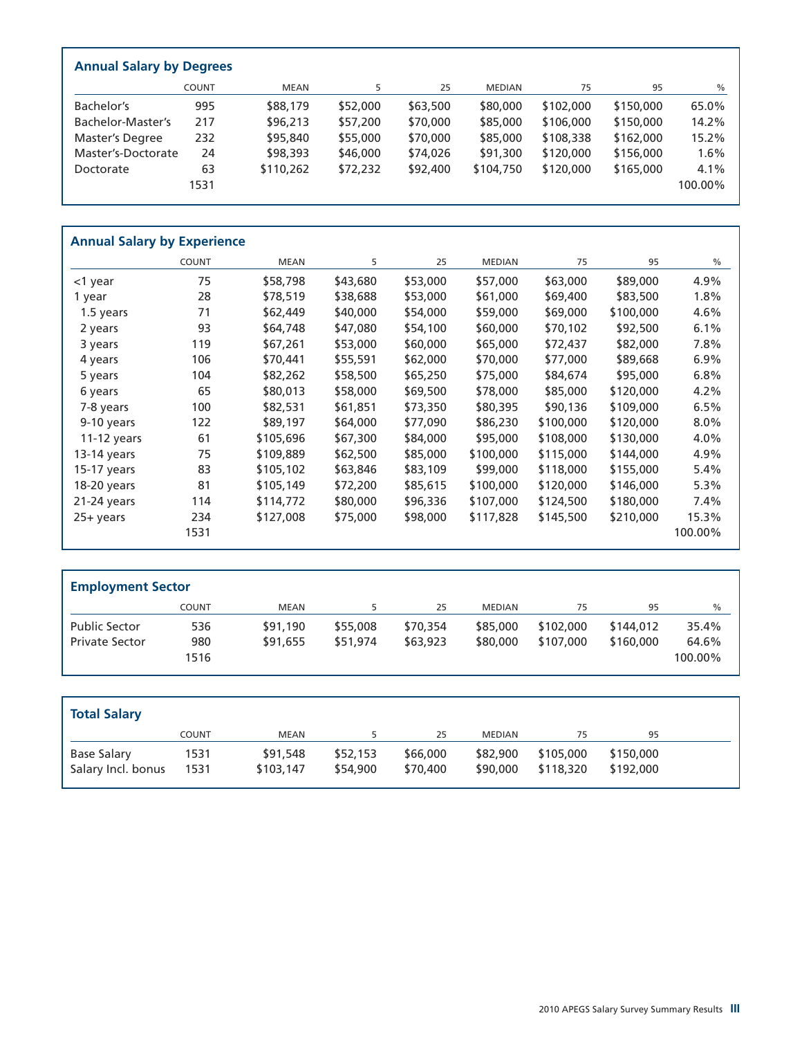## Annual Salary by Degrees

| | COUNT | MEAN | 5 | 25 | MEDIAN | 75 | 95 | % |
|---|---|---|---|---|---|---|---|---|
| Bachelor's | 995 | $88,179 | $52,000 | $63,500 | $80,000 | $102,000 | $150,000 | 65.0% |
| Bachelor-Master's | 217 | $96,213 | $57,200 | $70,000 | $85,000 | $106,000 | $150,000 | 14.2% |
| Master's Degree | 232 | $95,840 | $55,000 | $70,000 | $85,000 | $108,338 | $162,000 | 15.2% |
| Master's-Doctorate | 24 | $98,393 | $46,000 | $74,026 | $91,300 | $120,000 | $156,000 | 1.6% |
| Doctorate | 63 | $110,262 | $72,232 | $92,400 | $104,750 | $120,000 | $165,000 | 4.1% |
| | 1531 | | | | | | | 100.00% |

## Annual Salary by Experience

| | COUNT | MEAN | 5 | 25 | MEDIAN | 75 | 95 | % |
|---|---|---|---|---|---|---|---|---|
| <1 year | 75 | $58,798 | $43,680 | $53,000 | $57,000 | $63,000 | $89,000 | 4.9% |
| 1 year | 28 | $78,519 | $38,688 | $53,000 | $61,000 | $69,400 | $83,500 | 1.8% |
| 1.5 years | 71 | $62,449 | $40,000 | $54,000 | $59,000 | $69,000 | $100,000 | 4.6% |
| 2 years | 93 | $64,748 | $47,080 | $54,100 | $60,000 | $70,102 | $92,500 | 6.1% |
| 3 years | 119 | $67,261 | $53,000 | $60,000 | $65,000 | $72,437 | $82,000 | 7.8% |
| 4 years | 106 | $70,441 | $55,591 | $62,000 | $70,000 | $77,000 | $89,668 | 6.9% |
| 5 years | 104 | $82,262 | $58,500 | $65,250 | $75,000 | $84,674 | $95,000 | 6.8% |
| 6 years | 65 | $80,013 | $58,000 | $69,500 | $78,000 | $85,000 | $120,000 | 4.2% |
| 7-8 years | 100 | $82,531 | $61,851 | $73,350 | $80,395 | $90,136 | $109,000 | 6.5% |
| 9-10 years | 122 | $89,197 | $64,000 | $77,090 | $86,230 | $100,000 | $120,000 | 8.0% |
| 11-12 years | 61 | $105,696 | $67,300 | $84,000 | $95,000 | $108,000 | $130,000 | 4.0% |
| 13-14 years | 75 | $109,889 | $62,500 | $85,000 | $100,000 | $115,000 | $144,000 | 4.9% |
| 15-17 years | 83 | $105,102 | $63,846 | $83,109 | $99,000 | $118,000 | $155,000 | 5.4% |
| 18-20 years | 81 | $105,149 | $72,200 | $85,615 | $100,000 | $120,000 | $146,000 | 5.3% |
| 21-24 years | 114 | $114,772 | $80,000 | $96,336 | $107,000 | $124,500 | $180,000 | 7.4% |
| 25+ years | 234 | $127,008 | $75,000 | $98,000 | $117,828 | $145,500 | $210,000 | 15.3% |
| | 1531 | | | | | | | 100.00% |

## Employment Sector

| | COUNT | MEAN | 5 | 25 | MEDIAN | 75 | 95 | % |
|---|---|---|---|---|---|---|---|---|
| Public Sector | 536 | $91,190 | $55,008 | $70,354 | $85,000 | $102,000 | $144,012 | 35.4% |
| Private Sector | 980 | $91,655 | $51,974 | $63,923 | $80,000 | $107,000 | $160,000 | 64.6% |
| | 1516 | | | | | | | 100.00% |

## Total Salary

| | COUNT | MEAN | 5 | 25 | MEDIAN | 75 | 95 |
|---|---|---|---|---|---|---|---|
| Base Salary | 1531 | $91,548 | $52,153 | $66,000 | $82,900 | $105,000 | $150,000 |
| Salary Incl. bonus | 1531 | $103,147 | $54,900 | $70,400 | $90,000 | $118,320 | $192,000 |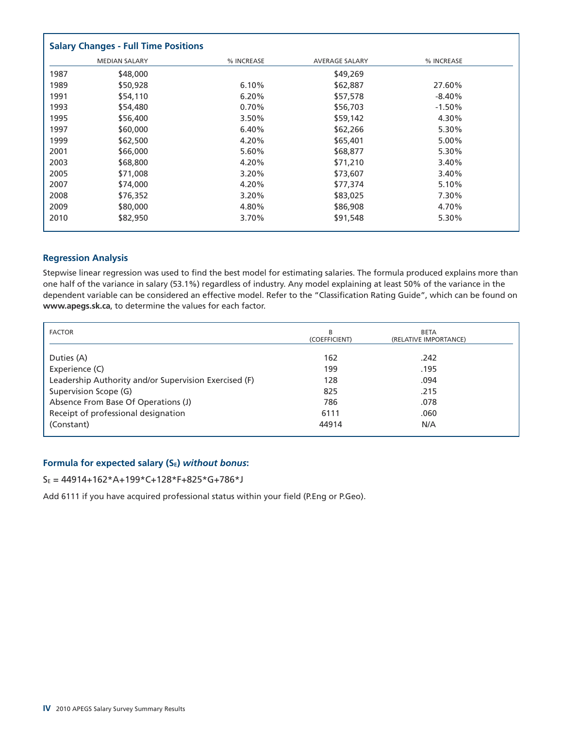### Salary Changes - Full Time Positions

| | MEDIAN SALARY | % INCREASE | AVERAGE SALARY | % INCREASE |
|---|---|---|---|---|
| 1987 | $48,000 | | $49,269 | |
| 1989 | $50,928 | 6.10% | $62,887 | 27.60% |
| 1991 | $54,110 | 6.20% | $57,578 | -8.40% |
| 1993 | $54,480 | 0.70% | $56,703 | -1.50% |
| 1995 | $56,400 | 3.50% | $59,142 | 4.30% |
| 1997 | $60,000 | 6.40% | $62,266 | 5.30% |
| 1999 | $62,500 | 4.20% | $65,401 | 5.00% |
| 2001 | $66,000 | 5.60% | $68,877 | 5.30% |
| 2003 | $68,800 | 4.20% | $71,210 | 3.40% |
| 2005 | $71,008 | 3.20% | $73,607 | 3.40% |
| 2007 | $74,000 | 4.20% | $77,374 | 5.10% |
| 2008 | $76,352 | 3.20% | $83,025 | 7.30% |
| 2009 | $80,000 | 4.80% | $86,908 | 4.70% |
| 2010 | $82,950 | 3.70% | $91,548 | 5.30% |

### Regression Analysis

Stepwise linear regression was used to find the best model for estimating salaries. The formula produced explains more than one half of the variance in salary (53.1%) regardless of industry. Any model explaining at least 50% of the variance in the dependent variable can be considered an effective model. Refer to the "Classification Rating Guide", which can be found on **www.apegs.sk.ca**, to determine the values for each factor.

| FACTOR | B (COEFFICIENT) | BETA (RELATIVE IMPORTANCE) |
|---|---|---|
| Duties (A) | 162 | .242 |
| Experience (C) | 199 | .195 |
| Leadership Authority and/or Supervision Exercised (F) | 128 | .094 |
| Supervision Scope (G) | 825 | .215 |
| Absence From Base Of Operations (J) | 786 | .078 |
| Receipt of professional designation | 6111 | .060 |
| (Constant) | 44914 | N/A |

### Formula for expected salary ($S_E$) *without bonus*:

$S_E = 44914+162*A+199*C+128*F+825*G+786*J$

Add 6111 if you have acquired professional status within your field (P.Eng or P.Geo).